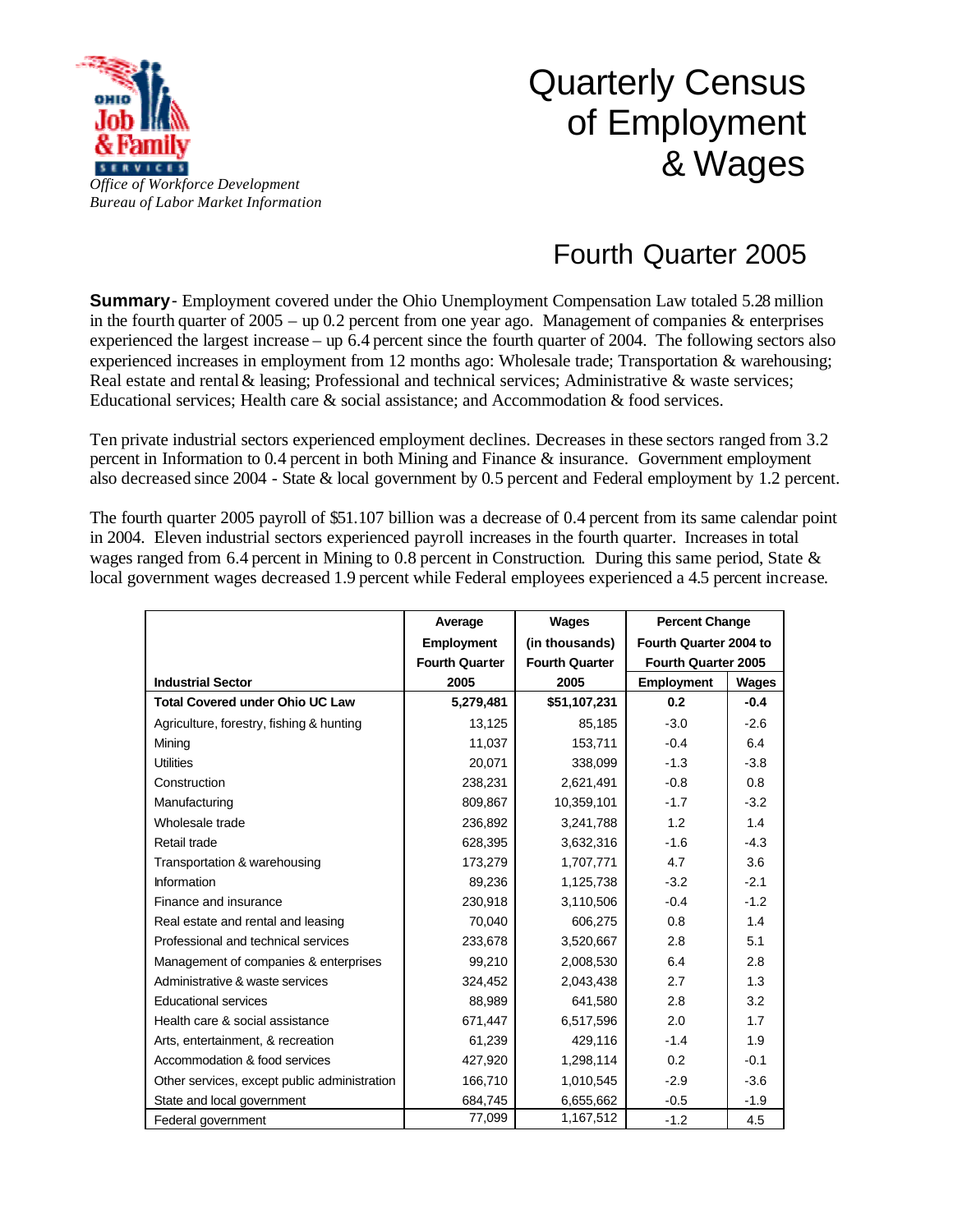Office of Workforce Development
Bureau of Labor Market Information

# Quarterly Census of Employment & Wages

## Fourth Quarter 2005

**Summary** - Employment covered under the Ohio Unemployment Compensation Law totaled 5.28 million in the fourth quarter of 2005 – up 0.2 percent from one year ago. Management of companies & enterprises experienced the largest increase – up 6.4 percent since the fourth quarter of 2004. The following sectors also experienced increases in employment from 12 months ago: Wholesale trade; Transportation & warehousing; Real estate and rental & leasing; Professional and technical services; Administrative & waste services; Educational services; Health care & social assistance; and Accommodation & food services.

Ten private industrial sectors experienced employment declines. Decreases in these sectors ranged from 3.2 percent in Information to 0.4 percent in both Mining and Finance & insurance. Government employment also decreased since 2004 - State & local government by 0.5 percent and Federal employment by 1.2 percent.

The fourth quarter 2005 payroll of $51.107 billion was a decrease of 0.4 percent from its same calendar point in 2004. Eleven industrial sectors experienced payroll increases in the fourth quarter. Increases in total wages ranged from 6.4 percent in Mining to 0.8 percent in Construction. During this same period, State & local government wages decreased 1.9 percent while Federal employees experienced a 4.5 percent increase.

| Industrial Sector | Average Employment Fourth Quarter 2005 | Wages (in thousands) Fourth Quarter 2005 | Percent Change Fourth Quarter 2004 to Fourth Quarter 2005 | |
|---|---|---|---|---|
| | | | Employment | Wages |
| **Total Covered under Ohio UC Law** | **5,279,481** | **$51,107,231** | **0.2** | **-0.4** |
| Agriculture, forestry, fishing & hunting | 13,125 | 85,185 | -3.0 | -2.6 |
| Mining | 11,037 | 153,711 | -0.4 | 6.4 |
| Utilities | 20,071 | 338,099 | -1.3 | -3.8 |
| Construction | 238,231 | 2,621,491 | -0.8 | 0.8 |
| Manufacturing | 809,867 | 10,359,101 | -1.7 | -3.2 |
| Wholesale trade | 236,892 | 3,241,788 | 1.2 | 1.4 |
| Retail trade | 628,395 | 3,632,316 | -1.6 | -4.3 |
| Transportation & warehousing | 173,279 | 1,707,771 | 4.7 | 3.6 |
| Information | 89,236 | 1,125,738 | -3.2 | -2.1 |
| Finance and insurance | 230,918 | 3,110,506 | -0.4 | -1.2 |
| Real estate and rental and leasing | 70,040 | 606,275 | 0.8 | 1.4 |
| Professional and technical services | 233,678 | 3,520,667 | 2.8 | 5.1 |
| Management of companies & enterprises | 99,210 | 2,008,530 | 6.4 | 2.8 |
| Administrative & waste services | 324,452 | 2,043,438 | 2.7 | 1.3 |
| Educational services | 88,989 | 641,580 | 2.8 | 3.2 |
| Health care & social assistance | 671,447 | 6,517,596 | 2.0 | 1.7 |
| Arts, entertainment, & recreation | 61,239 | 429,116 | -1.4 | 1.9 |
| Accommodation & food services | 427,920 | 1,298,114 | 0.2 | -0.1 |
| Other services, except public administration | 166,710 | 1,010,545 | -2.9 | -3.6 |
| State and local government | 684,745 | 6,655,662 | -0.5 | -1.9 |
| Federal government | 77,099 | 1,167,512 | -1.2 | 4.5 |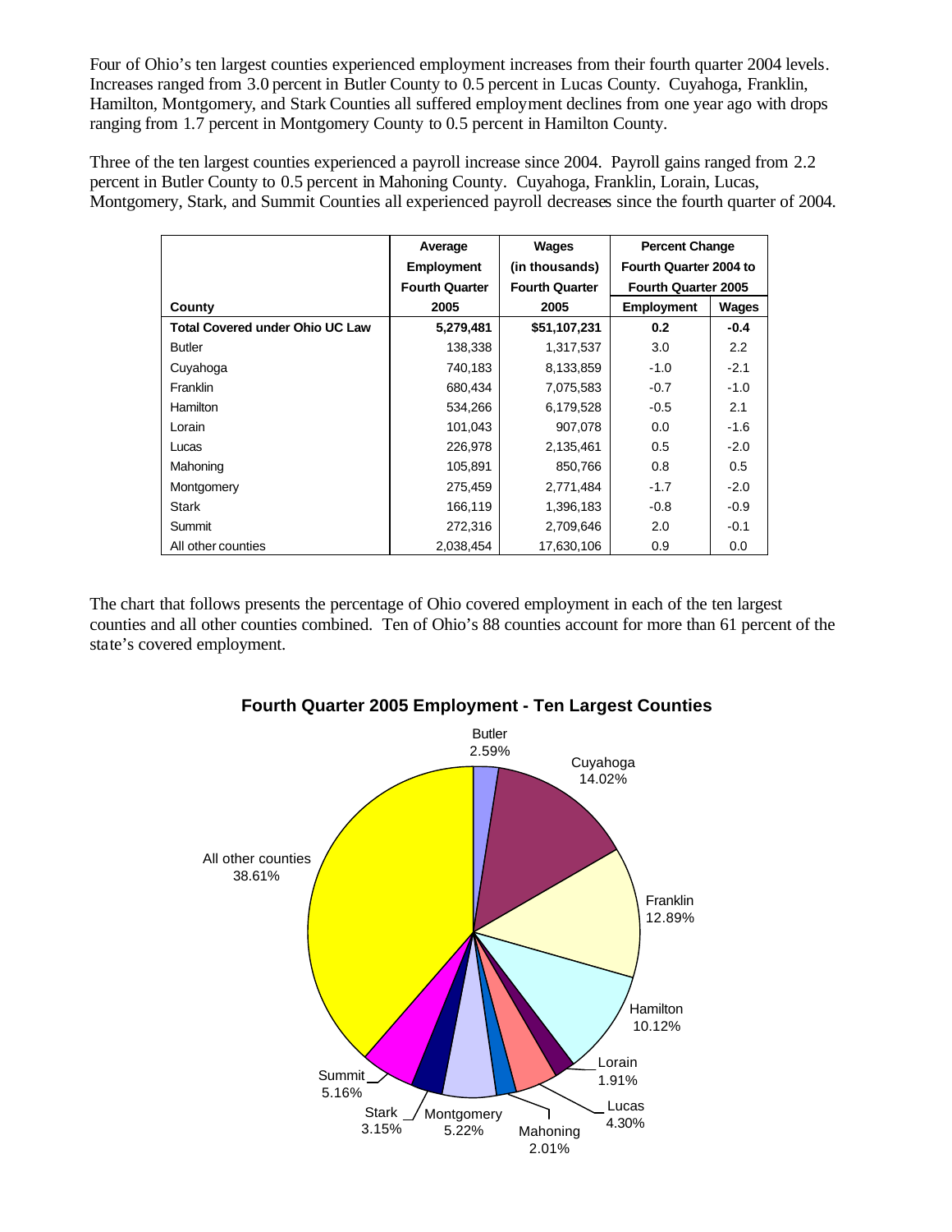Four of Ohio's ten largest counties experienced employment increases from their fourth quarter 2004 levels. Increases ranged from 3.0 percent in Butler County to 0.5 percent in Lucas County. Cuyahoga, Franklin, Hamilton, Montgomery, and Stark Counties all suffered employment declines from one year ago with drops ranging from 1.7 percent in Montgomery County to 0.5 percent in Hamilton County.

Three of the ten largest counties experienced a payroll increase since 2004. Payroll gains ranged from 2.2 percent in Butler County to 0.5 percent in Mahoning County. Cuyahoga, Franklin, Lorain, Lucas, Montgomery, Stark, and Summit Counties all experienced payroll decreases since the fourth quarter of 2004.

| County | Average Employment Fourth Quarter 2005 | Wages (in thousands) Fourth Quarter 2005 | Percent Change Fourth Quarter 2004 to Fourth Quarter 2005 | |
|---|---|---|---|---|
| | | | Employment | Wages |
| **Total Covered under Ohio UC Law** | **5,279,481** | **$51,107,231** | **0.2** | **-0.4** |
| Butler | 138,338 | 1,317,537 | 3.0 | 2.2 |
| Cuyahoga | 740,183 | 8,133,859 | -1.0 | -2.1 |
| Franklin | 680,434 | 7,075,583 | -0.7 | -1.0 |
| Hamilton | 534,266 | 6,179,528 | -0.5 | 2.1 |
| Lorain | 101,043 | 907,078 | 0.0 | -1.6 |
| Lucas | 226,978 | 2,135,461 | 0.5 | -2.0 |
| Mahoning | 105,891 | 850,766 | 0.8 | 0.5 |
| Montgomery | 275,459 | 2,771,484 | -1.7 | -2.0 |
| Stark | 166,119 | 1,396,183 | -0.8 | -0.9 |
| Summit | 272,316 | 2,709,646 | 2.0 | -0.1 |
| All other counties | 2,038,454 | 17,630,106 | 0.9 | 0.0 |

The chart that follows presents the percentage of Ohio covered employment in each of the ten largest counties and all other counties combined. Ten of Ohio's 88 counties account for more than 61 percent of the state's covered employment.

**Fourth Quarter 2005 Employment - Ten Largest Counties**

| County | Percent |
|---|---|
| Butler | 2.59% |
| Cuyahoga | 14.02% |
| Franklin | 12.89% |
| Hamilton | 10.12% |
| Lorain | 1.91% |
| Lucas | 4.30% |
| Mahoning | 2.01% |
| Montgomery | 5.22% |
| Stark | 3.15% |
| Summit | 5.16% |
| All other counties | 38.61% |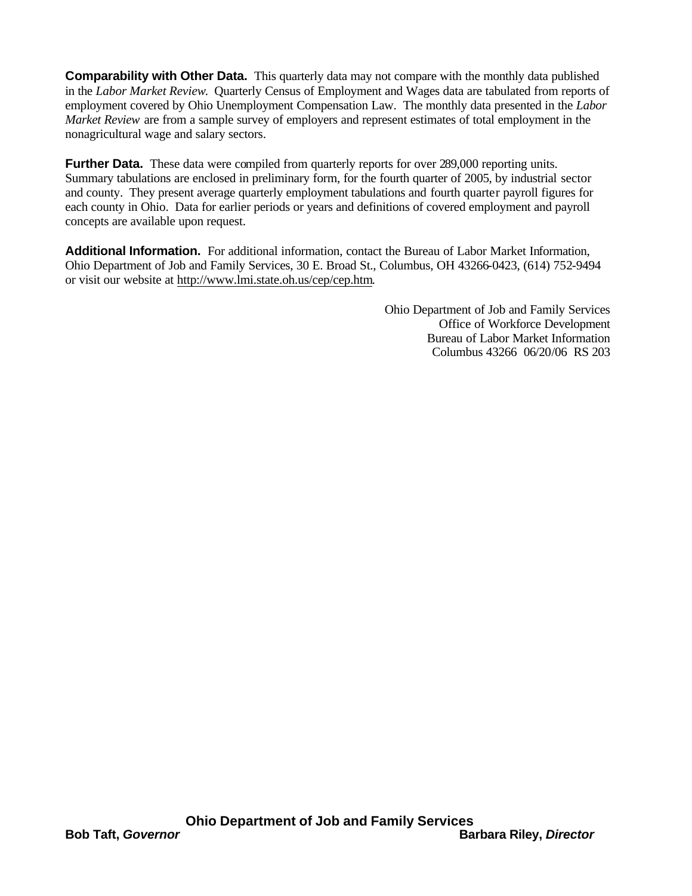**Comparability with Other Data.** This quarterly data may not compare with the monthly data published in the *Labor Market Review.* Quarterly Census of Employment and Wages data are tabulated from reports of employment covered by Ohio Unemployment Compensation Law. The monthly data presented in the *Labor Market Review* are from a sample survey of employers and represent estimates of total employment in the nonagricultural wage and salary sectors.

**Further Data.** These data were compiled from quarterly reports for over 289,000 reporting units. Summary tabulations are enclosed in preliminary form, for the fourth quarter of 2005, by industrial sector and county. They present average quarterly employment tabulations and fourth quarter payroll figures for each county in Ohio. Data for earlier periods or years and definitions of covered employment and payroll concepts are available upon request.

**Additional Information.** For additional information, contact the Bureau of Labor Market Information, Ohio Department of Job and Family Services, 30 E. Broad St., Columbus, OH 43266-0423, (614) 752-9494 or visit our website at http://www.lmi.state.oh.us/cep/cep.htm.

Ohio Department of Job and Family Services
Office of Workforce Development
Bureau of Labor Market Information
Columbus 43266 06/20/06 RS 203

**Ohio Department of Job and Family Services**

**Bob Taft, *Governor*** **Barbara Riley, *Director***